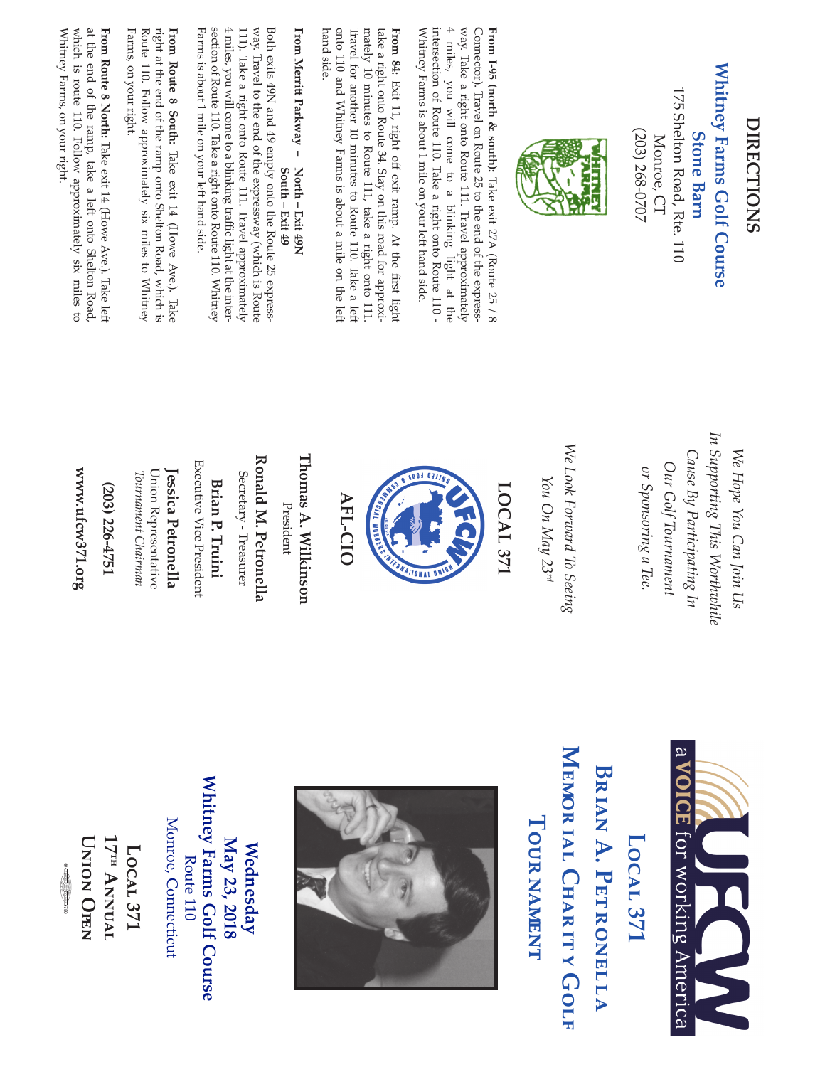# DIRECTIONS

**Whitney Farms Golf Course**
**Stone Barn**
175 Shelton Road, Rte. 110
Monroe, CT
(203) 268-0707

**From I-95 (north & south):** Take exit 27A (Route 25 / 8 Connector). Travel on Route 25 to the end of the expressway. Take a right onto Route 111. Travel approximately 4 miles, you will come to a blinking light at the intersection of Route 110. Take a right onto Route 110 - Whitney Farms is about 1 mile on your left hand side.

**From 84:** Exit 11, right off exit ramp. At the first light take a right onto Route 34. Stay on this road for approximately 10 minutes to Route 11, take a right onto 111. Travel for another 10 minutes to Route 110. Take a left onto 110 and Whitney Farms is about a mile on the left hand side.

**From Merritt Parkway – North – Exit 49N South – Exit 49**
Both exits 49N and 49 empty onto the Route 25 expressway. Travel to the end of the expressway (which is Route 111). Take a right onto Route 111. Travel approximately 4 miles, you will come to a blinking traffic light at the intersection of Route 110. Take a right onto Route 110. Whitney Farms is about 1 mile on your left hand side.

**From Route 8 South:** Take exit 14 (Howe Ave.). Take right at the end of the ramp onto Shelton Road, which is Route 110. Follow approximately six miles to Whitney Farms, on your right.

**From Route 8 North:** Take exit 14 (Howe Ave.). Take left at the end of the ramp, take a left onto Shelton Road, which is route 110. Follow approximately six miles to Whitney Farms, on your right.

---

*We Hope You Can Join Us In Supporting This Worthwhile Cause By Participating In Our Golf Tournament or Sponsoring a Tee.*

*We Look Forward To Seeing You On May 23rd*

## LOCAL 371

**AFL-CIO**

**Thomas A. Wilkinson**
President

**Ronald M. Petronella**
Secretary - Treasurer

**Brian P. Truini**
Executive Vice President

**Jessica Petronella**
Union Representative
*Tournament Chairman*

**(203) 226-4751**

**www.ufcw371.org**

---

UFCW a VOICE for working America

# Local 371
# Brian A. Petronella Memorial Charity Golf Tournament

**Wednesday**
**May 23, 2018**
**Whitney Farms Golf Course**
Route 110
Monroe, Connecticut

**Local 371**
**17th Annual**
**Union Open**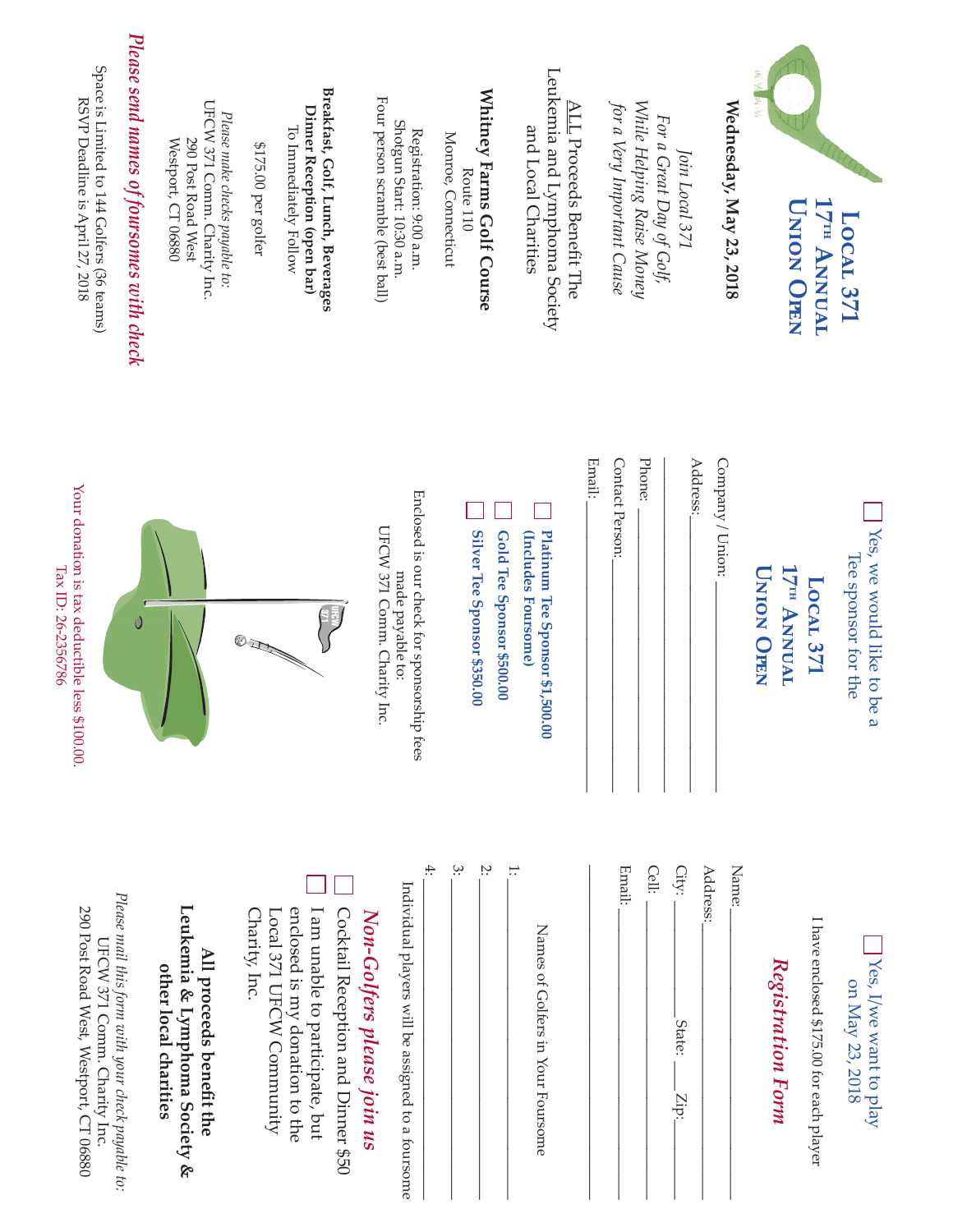# Local 371 17th Annual Union Open

**Wednesday, May 23, 2018**

*Join Local 371*
*For a Great Day of Golf,*
*While Helping Raise Money*
*for a Very Important Cause*

ALL Proceeds Benefit The Leukemia and Lymphoma Society and Local Charities

**Whitney Farms Golf Course**
Route 110
Monroe, Connecticut

Registration: 9:00 a.m.
Shotgun Start: 10:30 a.m.
Four person scramble (best ball)

**Breakfast, Golf, Lunch, Beverages**
**Dinner Reception (open bar)**
To Immediately Follow

$175.00 per golfer

*Please make checks payable to:*
UFCW 371 Comm. Charity Inc.
290 Post Road West
Westport, CT 06880

***Please send names of foursomes with check***

Space is Limited to 144 Golfers (36 teams)
RSVP Deadline is April 27, 2018

---

☐ Yes, we would like to be a Tee sponsor for the

## Local 371 17th Annual Union Open

Company / Union: ______________________

Address: ______________________

______________________

Phone: ______________________

Contact Person: ______________________

Email: ______________________

☐ **Platinum Tee Sponsor $1,500.00 (Includes Foursome)**

☐ **Gold Tee Sponsor $500.00**

☐ **Silver Tee Sponsor $350.00**

Enclosed is our check for sponsorship fees made payable to:
UFCW 371 Comm. Charity Inc.

Your donation is tax deductible less $100.00.
Tax ID: 26-2356786

---

☐ Yes, I/we want to play on May 23, 2018

## *Registration Form*

I have enclosed $175.00 for each player

Name: ______________________

Address: ______________________

City: __________ State: ____ Zip: ______

Cell: ______________________

Email: ______________________

______________________

Names of Golfers in Your Foursome

1: ______________________

2: ______________________

3: ______________________

4: ______________________

Individual players will be assigned to a foursome

### *Non-Golfers please join us*

☐ Cocktail Reception and Dinner $50

☐ I am unable to participate, but enclosed is my donation to the Local 371 UFCW Community Charity, Inc.

**All proceeds benefit the Leukemia & Lymphoma Society & other local charities**

*Please mail this form with your check payable to:*
UFCW 371 Comm. Charity Inc.
290 Post Road West, Westport, CT 06880